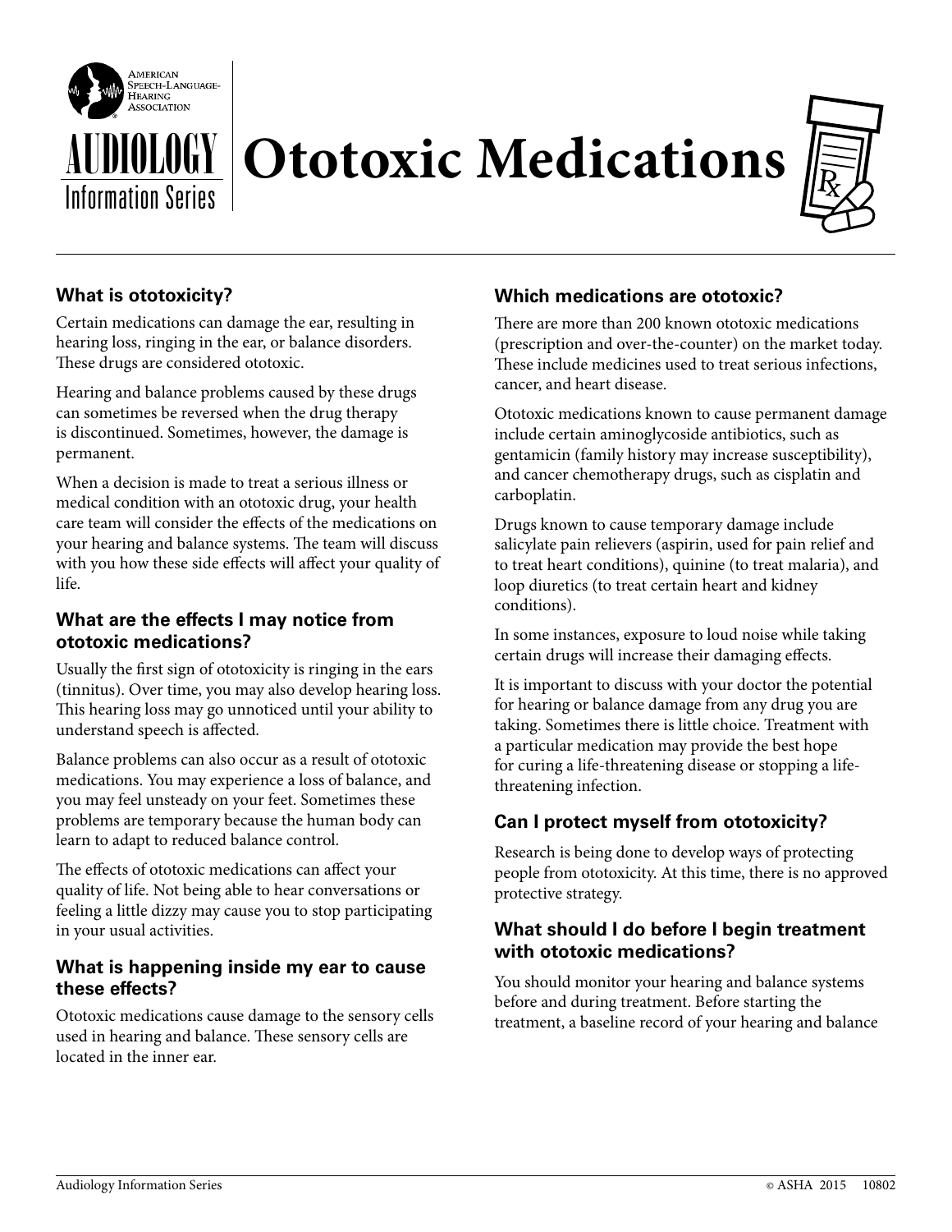AMERICAN SPEECH-LANGUAGE-HEARING ASSOCIATION

AUDIOLOGY Information Series

# Ototoxic Medications

## What is ototoxicity?

Certain medications can damage the ear, resulting in hearing loss, ringing in the ear, or balance disorders. These drugs are considered ototoxic.

Hearing and balance problems caused by these drugs can sometimes be reversed when the drug therapy is discontinued. Sometimes, however, the damage is permanent.

When a decision is made to treat a serious illness or medical condition with an ototoxic drug, your health care team will consider the effects of the medications on your hearing and balance systems. The team will discuss with you how these side effects will affect your quality of life.

## What are the effects I may notice from ototoxic medications?

Usually the first sign of ototoxicity is ringing in the ears (tinnitus). Over time, you may also develop hearing loss. This hearing loss may go unnoticed until your ability to understand speech is affected.

Balance problems can also occur as a result of ototoxic medications. You may experience a loss of balance, and you may feel unsteady on your feet. Sometimes these problems are temporary because the human body can learn to adapt to reduced balance control.

The effects of ototoxic medications can affect your quality of life. Not being able to hear conversations or feeling a little dizzy may cause you to stop participating in your usual activities.

## What is happening inside my ear to cause these effects?

Ototoxic medications cause damage to the sensory cells used in hearing and balance. These sensory cells are located in the inner ear.

## Which medications are ototoxic?

There are more than 200 known ototoxic medications (prescription and over-the-counter) on the market today. These include medicines used to treat serious infections, cancer, and heart disease.

Ototoxic medications known to cause permanent damage include certain aminoglycoside antibiotics, such as gentamicin (family history may increase susceptibility), and cancer chemotherapy drugs, such as cisplatin and carboplatin.

Drugs known to cause temporary damage include salicylate pain relievers (aspirin, used for pain relief and to treat heart conditions), quinine (to treat malaria), and loop diuretics (to treat certain heart and kidney conditions).

In some instances, exposure to loud noise while taking certain drugs will increase their damaging effects.

It is important to discuss with your doctor the potential for hearing or balance damage from any drug you are taking. Sometimes there is little choice. Treatment with a particular medication may provide the best hope for curing a life-threatening disease or stopping a life-threatening infection.

## Can I protect myself from ototoxicity?

Research is being done to develop ways of protecting people from ototoxicity. At this time, there is no approved protective strategy.

## What should I do before I begin treatment with ototoxic medications?

You should monitor your hearing and balance systems before and during treatment. Before starting the treatment, a baseline record of your hearing and balance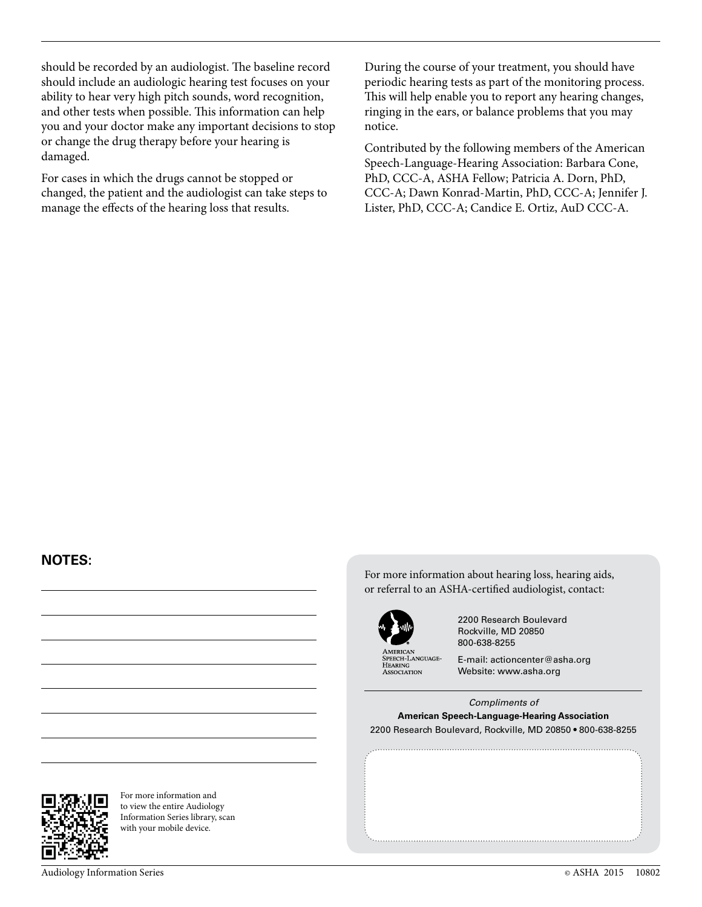should be recorded by an audiologist. The baseline record should include an audiologic hearing test focuses on your ability to hear very high pitch sounds, word recognition, and other tests when possible. This information can help you and your doctor make any important decisions to stop or change the drug therapy before your hearing is damaged.

For cases in which the drugs cannot be stopped or changed, the patient and the audiologist can take steps to manage the effects of the hearing loss that results.

During the course of your treatment, you should have periodic hearing tests as part of the monitoring process. This will help enable you to report any hearing changes, ringing in the ears, or balance problems that you may notice.

Contributed by the following members of the American Speech-Language-Hearing Association: Barbara Cone, PhD, CCC-A, ASHA Fellow; Patricia A. Dorn, PhD, CCC-A; Dawn Konrad-Martin, PhD, CCC-A; Jennifer J. Lister, PhD, CCC-A; Candice E. Ortiz, AuD CCC-A.

**NOTES:**

For more information and to view the entire Audiology Information Series library, scan with your mobile device.

For more information about hearing loss, hearing aids, or referral to an ASHA-certified audiologist, contact:

American Speech-Language-Hearing Association

2200 Research Boulevard
Rockville, MD 20850
800-638-8255

E-mail: actioncenter@asha.org
Website: www.asha.org

*Compliments of*

**American Speech-Language-Hearing Association**

2200 Research Boulevard, Rockville, MD 20850 • 800-638-8255

Audiology Information Series

© ASHA 2015 10802